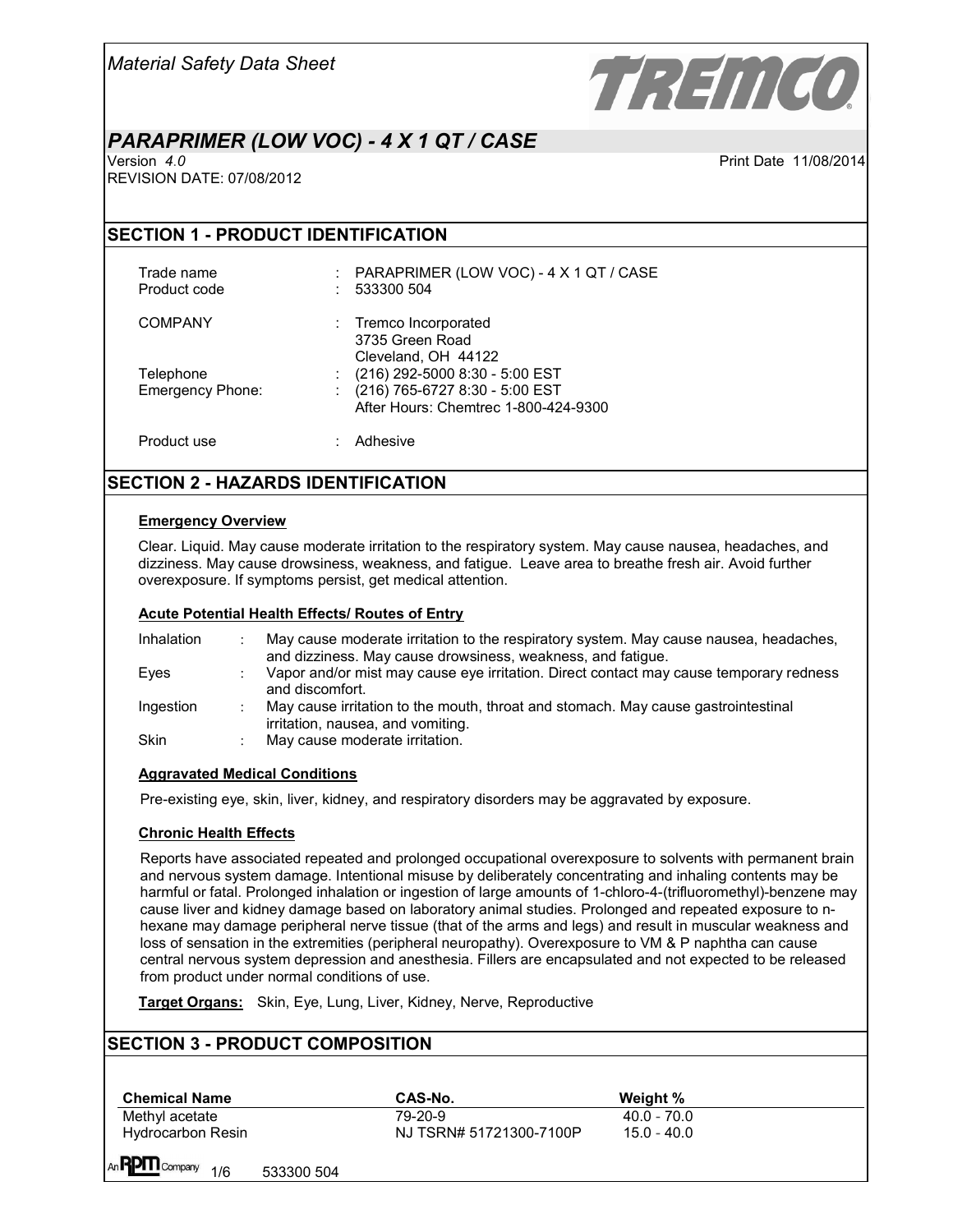*Material Safety Data Sheet*

TREMCO

# *PARAPRIMER (LOW VOC) - 4 X 1 QT / CASE*

Version *4.0*
REVISION DATE: 07/08/2012

Print Date 11/08/2014

## SECTION 1 - PRODUCT IDENTIFICATION

| | | |
|---|---|---|
| Trade name | : | PARAPRIMER (LOW VOC) - 4 X 1 QT / CASE |
| Product code | : | 533300 504 |
| COMPANY | : | Tremco Incorporated<br>3735 Green Road<br>Cleveland, OH 44122 |
| Telephone | : | (216) 292-5000 8:30 - 5:00 EST |
| Emergency Phone: | : | (216) 765-6727 8:30 - 5:00 EST<br>After Hours: Chemtrec 1-800-424-9300 |
| Product use | : | Adhesive |

## SECTION 2 - HAZARDS IDENTIFICATION

### Emergency Overview

Clear. Liquid. May cause moderate irritation to the respiratory system. May cause nausea, headaches, and dizziness. May cause drowsiness, weakness, and fatigue. Leave area to breathe fresh air. Avoid further overexposure. If symptoms persist, get medical attention.

### Acute Potential Health Effects/ Routes of Entry

| | | |
|---|---|---|
| Inhalation | : | May cause moderate irritation to the respiratory system. May cause nausea, headaches, and dizziness. May cause drowsiness, weakness, and fatigue. |
| Eyes | : | Vapor and/or mist may cause eye irritation. Direct contact may cause temporary redness and discomfort. |
| Ingestion | : | May cause irritation to the mouth, throat and stomach. May cause gastrointestinal irritation, nausea, and vomiting. |
| Skin | : | May cause moderate irritation. |

### Aggravated Medical Conditions

Pre-existing eye, skin, liver, kidney, and respiratory disorders may be aggravated by exposure.

### Chronic Health Effects

Reports have associated repeated and prolonged occupational overexposure to solvents with permanent brain and nervous system damage. Intentional misuse by deliberately concentrating and inhaling contents may be harmful or fatal. Prolonged inhalation or ingestion of large amounts of 1-chloro-4-(trifluoromethyl)-benzene may cause liver and kidney damage based on laboratory animal studies. Prolonged and repeated exposure to n-hexane may damage peripheral nerve tissue (that of the arms and legs) and result in muscular weakness and loss of sensation in the extremities (peripheral neuropathy). Overexposure to VM & P naphtha can cause central nervous system depression and anesthesia. Fillers are encapsulated and not expected to be released from product under normal conditions of use.

**Target Organs:** Skin, Eye, Lung, Liver, Kidney, Nerve, Reproductive

## SECTION 3 - PRODUCT COMPOSITION

| Chemical Name | CAS-No. | Weight % |
|---|---|---|
| Methyl acetate | 79-20-9 | 40.0 - 70.0 |
| Hydrocarbon Resin | NJ TSRN# 51721300-7100P | 15.0 - 40.0 |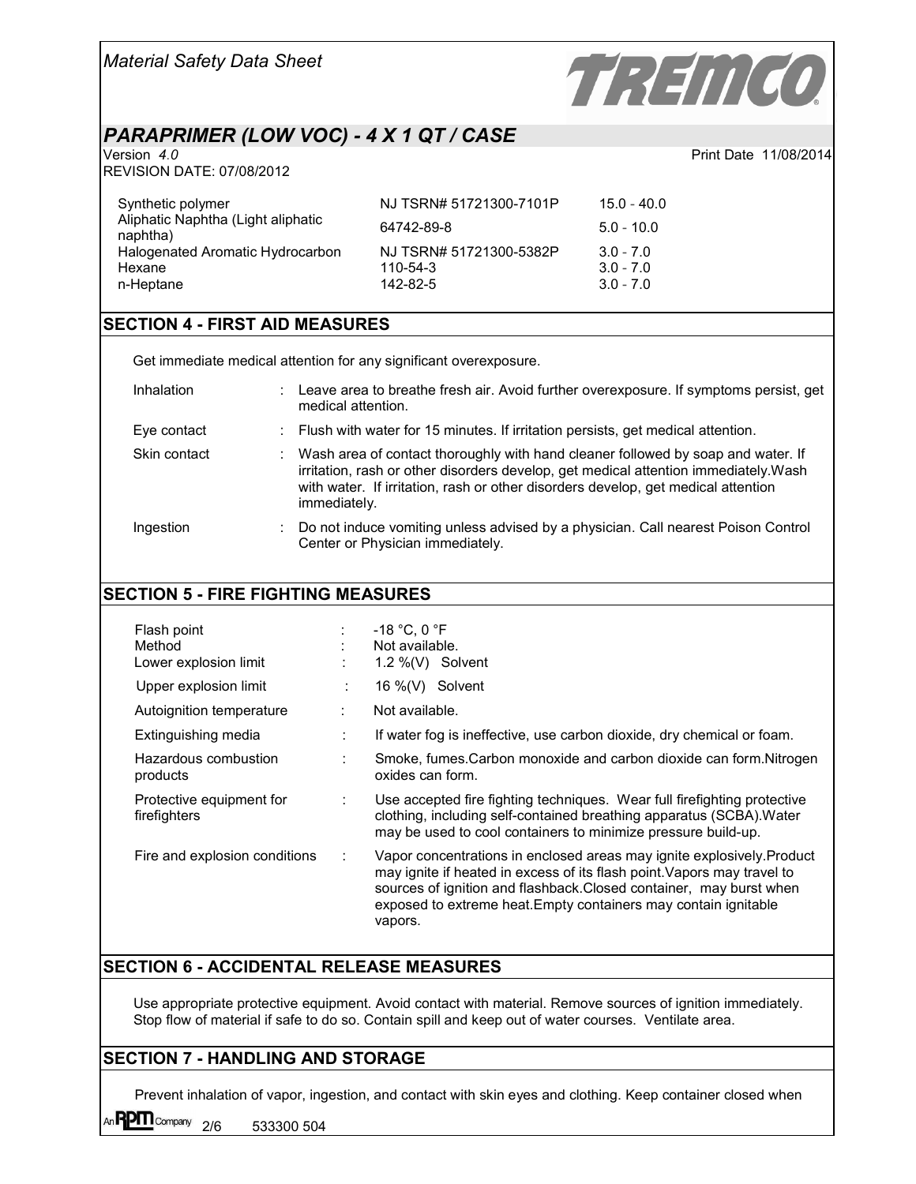| | | |
|---|---|---|
| Synthetic polymer | NJ TSRN# 51721300-7101P | 15.0 - 40.0 |
| Aliphatic Naphtha (Light aliphatic naphtha) | 64742-89-8 | 5.0 - 10.0 |
| Halogenated Aromatic Hydrocarbon | NJ TSRN# 51721300-5382P | 3.0 - 7.0 |
| Hexane | 110-54-3 | 3.0 - 7.0 |
| n-Heptane | 142-82-5 | 3.0 - 7.0 |

## SECTION 4 - FIRST AID MEASURES

Get immediate medical attention for any significant overexposure.

| | |
|---|---|
| Inhalation | Leave area to breathe fresh air. Avoid further overexposure. If symptoms persist, get medical attention. |
| Eye contact | Flush with water for 15 minutes. If irritation persists, get medical attention. |
| Skin contact | Wash area of contact thoroughly with hand cleaner followed by soap and water. If irritation, rash or other disorders develop, get medical attention immediately.Wash with water. If irritation, rash or other disorders develop, get medical attention immediately. |
| Ingestion | Do not induce vomiting unless advised by a physician. Call nearest Poison Control Center or Physician immediately. |

## SECTION 5 - FIRE FIGHTING MEASURES

| | |
|---|---|
| Flash point | -18 °C, 0 °F |
| Method | Not available. |
| Lower explosion limit | 1.2 %(V) Solvent |
| Upper explosion limit | 16 %(V) Solvent |
| Autoignition temperature | Not available. |
| Extinguishing media | If water fog is ineffective, use carbon dioxide, dry chemical or foam. |
| Hazardous combustion products | Smoke, fumes.Carbon monoxide and carbon dioxide can form.Nitrogen oxides can form. |
| Protective equipment for firefighters | Use accepted fire fighting techniques. Wear full firefighting protective clothing, including self-contained breathing apparatus (SCBA).Water may be used to cool containers to minimize pressure build-up. |
| Fire and explosion conditions | Vapor concentrations in enclosed areas may ignite explosively.Product may ignite if heated in excess of its flash point.Vapors may travel to sources of ignition and flashback.Closed container, may burst when exposed to extreme heat.Empty containers may contain ignitable vapors. |

## SECTION 6 - ACCIDENTAL RELEASE MEASURES

Use appropriate protective equipment. Avoid contact with material. Remove sources of ignition immediately. Stop flow of material if safe to do so. Contain spill and keep out of water courses. Ventilate area.

## SECTION 7 - HANDLING AND STORAGE

Prevent inhalation of vapor, ingestion, and contact with skin eyes and clothing. Keep container closed when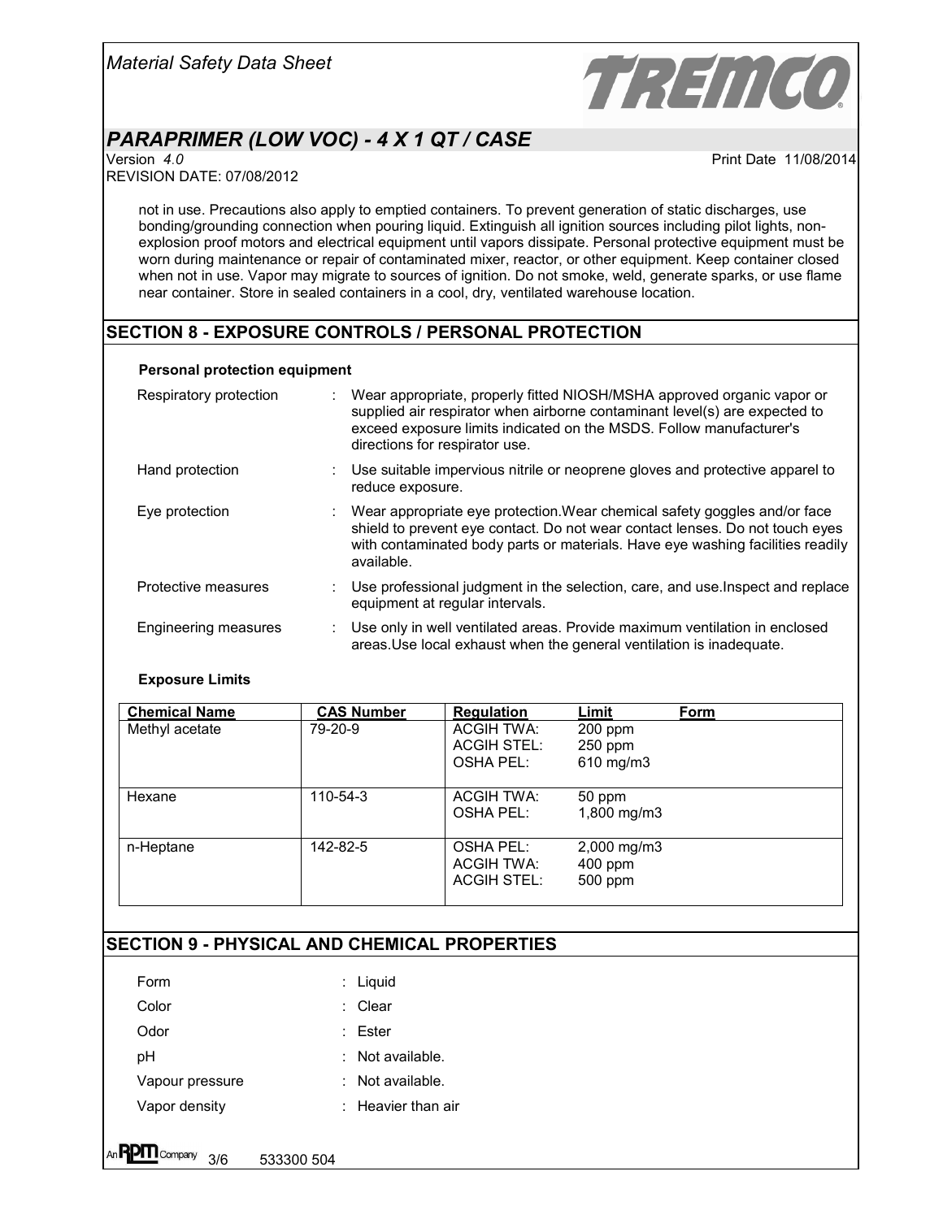not in use. Precautions also apply to emptied containers. To prevent generation of static discharges, use bonding/grounding connection when pouring liquid. Extinguish all ignition sources including pilot lights, non-explosion proof motors and electrical equipment until vapors dissipate. Personal protective equipment must be worn during maintenance or repair of contaminated mixer, reactor, or other equipment. Keep container closed when not in use. Vapor may migrate to sources of ignition. Do not smoke, weld, generate sparks, or use flame near container. Store in sealed containers in a cool, dry, ventilated warehouse location.

## SECTION 8 - EXPOSURE CONTROLS / PERSONAL PROTECTION

**Personal protection equipment**

| | |
|---|---|
| Respiratory protection | : Wear appropriate, properly fitted NIOSH/MSHA approved organic vapor or supplied air respirator when airborne contaminant level(s) are expected to exceed exposure limits indicated on the MSDS. Follow manufacturer's directions for respirator use. |
| Hand protection | : Use suitable impervious nitrile or neoprene gloves and protective apparel to reduce exposure. |
| Eye protection | : Wear appropriate eye protection.Wear chemical safety goggles and/or face shield to prevent eye contact. Do not wear contact lenses. Do not touch eyes with contaminated body parts or materials. Have eye washing facilities readily available. |
| Protective measures | : Use professional judgment in the selection, care, and use.Inspect and replace equipment at regular intervals. |
| Engineering measures | : Use only in well ventilated areas. Provide maximum ventilation in enclosed areas.Use local exhaust when the general ventilation is inadequate. |

**Exposure Limits**

| Chemical Name | CAS Number | Regulation | Limit | Form |
|---|---|---|---|---|
| Methyl acetate | 79-20-9 | ACGIH TWA: | 200 ppm | |
| | | ACGIH STEL: | 250 ppm | |
| | | OSHA PEL: | 610 mg/m3 | |
| Hexane | 110-54-3 | ACGIH TWA: | 50 ppm | |
| | | OSHA PEL: | 1,800 mg/m3 | |
| n-Heptane | 142-82-5 | OSHA PEL: | 2,000 mg/m3 | |
| | | ACGIH TWA: | 400 ppm | |
| | | ACGIH STEL: | 500 ppm | |

## SECTION 9 - PHYSICAL AND CHEMICAL PROPERTIES

| | |
|---|---|
| Form | : Liquid |
| Color | : Clear |
| Odor | : Ester |
| pH | : Not available. |
| Vapour pressure | : Not available. |
| Vapor density | : Heavier than air |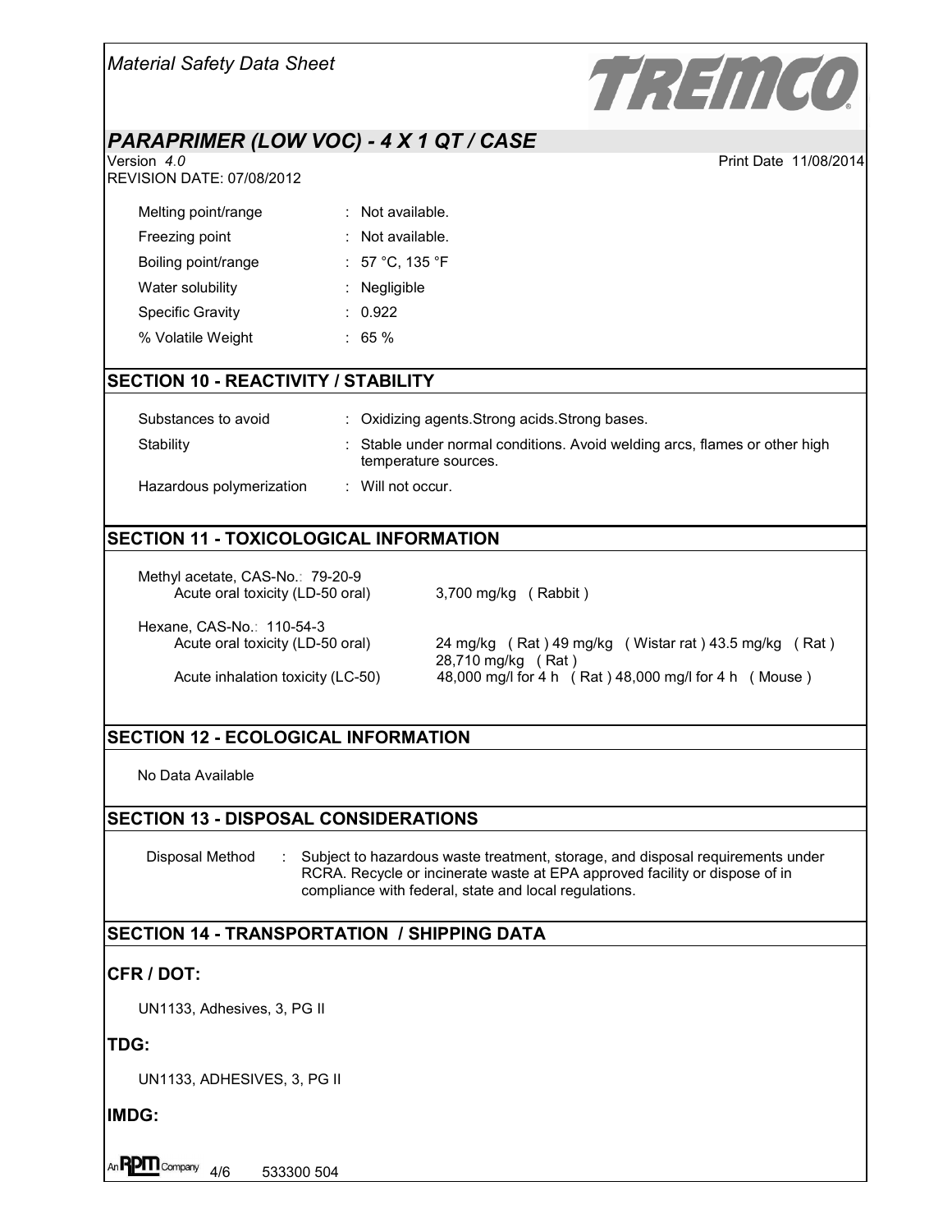# PARAPRIMER (LOW VOC) - 4 X 1 QT / CASE

Version 4.0

REVISION DATE: 07/08/2012

Print Date 11/08/2014

| | |
|---|---|
| Melting point/range | : Not available. |
| Freezing point | : Not available. |
| Boiling point/range | : 57 °C, 135 °F |
| Water solubility | : Negligible |
| Specific Gravity | : 0.922 |
| % Volatile Weight | : 65 % |

## SECTION 10 - REACTIVITY / STABILITY

| | |
|---|---|
| Substances to avoid | : Oxidizing agents.Strong acids.Strong bases. |
| Stability | : Stable under normal conditions. Avoid welding arcs, flames or other high temperature sources. |
| Hazardous polymerization | : Will not occur. |

## SECTION 11 - TOXICOLOGICAL INFORMATION

Methyl acetate, CAS-No.: 79-20-9

| | |
|---|---|
| Acute oral toxicity (LD-50 oral) | 3,700 mg/kg ( Rabbit ) |

Hexane, CAS-No.: 110-54-3

| | |
|---|---|
| Acute oral toxicity (LD-50 oral) | 24 mg/kg ( Rat ) 49 mg/kg ( Wistar rat ) 43.5 mg/kg ( Rat ) 28,710 mg/kg ( Rat ) |
| Acute inhalation toxicity (LC-50) | 48,000 mg/l for 4 h ( Rat ) 48,000 mg/l for 4 h ( Mouse ) |

## SECTION 12 - ECOLOGICAL INFORMATION

No Data Available

## SECTION 13 - DISPOSAL CONSIDERATIONS

Disposal Method : Subject to hazardous waste treatment, storage, and disposal requirements under RCRA. Recycle or incinerate waste at EPA approved facility or dispose of in compliance with federal, state and local regulations.

## SECTION 14 - TRANSPORTATION / SHIPPING DATA

### CFR / DOT:

UN1133, Adhesives, 3, PG II

### TDG:

UN1133, ADHESIVES, 3, PG II

### IMDG:

533300 504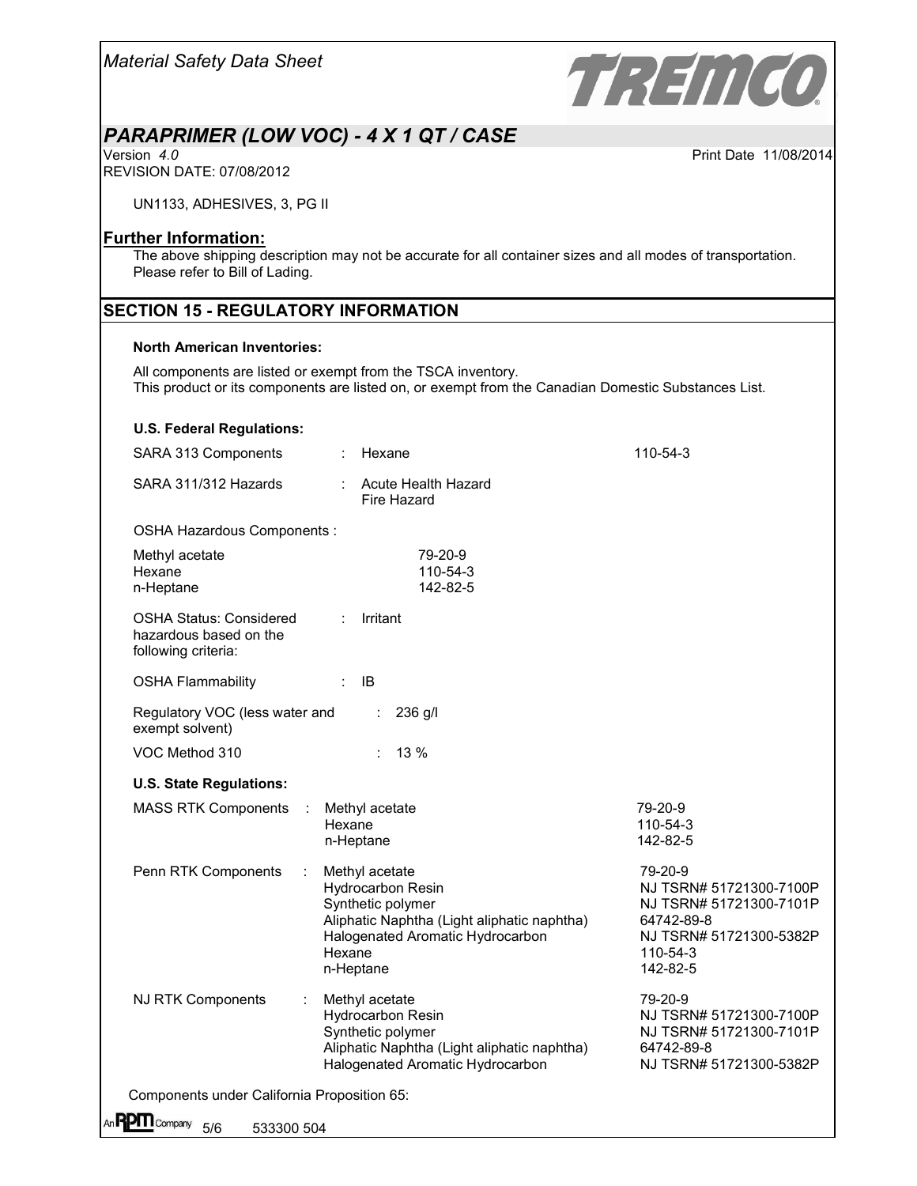UN1133, ADHESIVES, 3, PG II

**Further Information:**

The above shipping description may not be accurate for all container sizes and all modes of transportation. Please refer to Bill of Lading.

## SECTION 15 - REGULATORY INFORMATION

**North American Inventories:**

All components are listed or exempt from the TSCA inventory.
This product or its components are listed on, or exempt from the Canadian Domestic Substances List.

**U.S. Federal Regulations:**

SARA 313 Components : Hexane 110-54-3

SARA 311/312 Hazards : Acute Health Hazard
Fire Hazard

OSHA Hazardous Components :

| | |
|---|---|
| Methyl acetate | 79-20-9 |
| Hexane | 110-54-3 |
| n-Heptane | 142-82-5 |

OSHA Status: Considered hazardous based on the following criteria: : Irritant

OSHA Flammability : IB

Regulatory VOC (less water and exempt solvent) : 236 g/l

VOC Method 310 : 13 %

**U.S. State Regulations:**

| | Component | CAS / ID |
|---|---|---|
| MASS RTK Components : | Methyl acetate | 79-20-9 |
| | Hexane | 110-54-3 |
| | n-Heptane | 142-82-5 |
| Penn RTK Components : | Methyl acetate | 79-20-9 |
| | Hydrocarbon Resin | NJ TSRN# 51721300-7100P |
| | Synthetic polymer | NJ TSRN# 51721300-7101P |
| | Aliphatic Naphtha (Light aliphatic naphtha) | 64742-89-8 |
| | Halogenated Aromatic Hydrocarbon | NJ TSRN# 51721300-5382P |
| | Hexane | 110-54-3 |
| | n-Heptane | 142-82-5 |
| NJ RTK Components : | Methyl acetate | 79-20-9 |
| | Hydrocarbon Resin | NJ TSRN# 51721300-7100P |
| | Synthetic polymer | NJ TSRN# 51721300-7101P |
| | Aliphatic Naphtha (Light aliphatic naphtha) | 64742-89-8 |
| | Halogenated Aromatic Hydrocarbon | NJ TSRN# 51721300-5382P |

Components under California Proposition 65: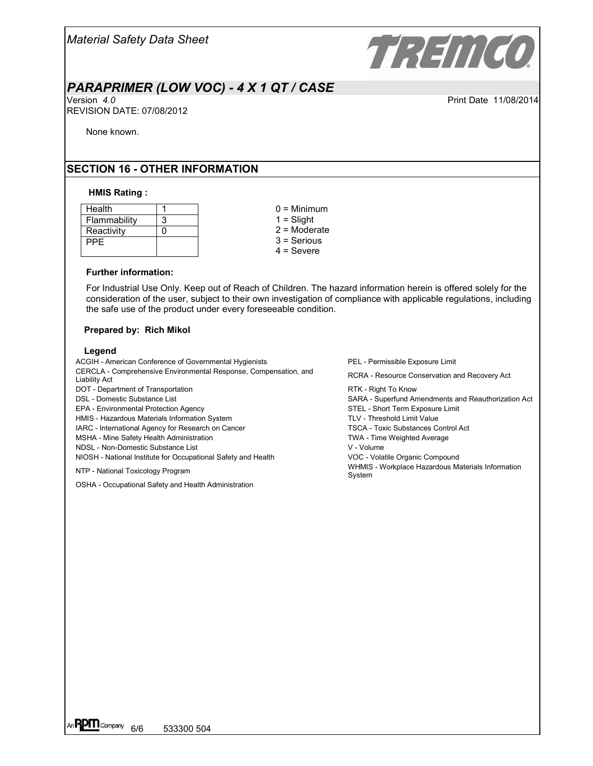None known.

## SECTION 16 - OTHER INFORMATION

**HMIS Rating :**

| | |
|---|---|
| Health | 1 |
| Flammability | 3 |
| Reactivity | 0 |
| PPE | |

0 = Minimum
1 = Slight
2 = Moderate
3 = Serious
4 = Severe

**Further information:**

For Industrial Use Only. Keep out of Reach of Children. The hazard information herein is offered solely for the consideration of the user, subject to their own investigation of compliance with applicable regulations, including the safe use of the product under every foreseeable condition.

**Prepared by: Rich Mikol**

**Legend**

ACGIH - American Conference of Governmental Hygienists
CERCLA - Comprehensive Environmental Response, Compensation, and Liability Act
DOT - Department of Transportation
DSL - Domestic Substance List
EPA - Environmental Protection Agency
HMIS - Hazardous Materials Information System
IARC - International Agency for Research on Cancer
MSHA - Mine Safety Health Administration
NDSL - Non-Domestic Substance List
NIOSH - National Institute for Occupational Safety and Health
NTP - National Toxicology Program
OSHA - Occupational Safety and Health Administration
PEL - Permissible Exposure Limit
RCRA - Resource Conservation and Recovery Act
RTK - Right To Know
SARA - Superfund Amendments and Reauthorization Act
STEL - Short Term Exposure Limit
TLV - Threshold Limit Value
TSCA - Toxic Substances Control Act
TWA - Time Weighted Average
V - Volume
VOC - Volatile Organic Compound
WHMIS - Workplace Hazardous Materials Information System

533300 504